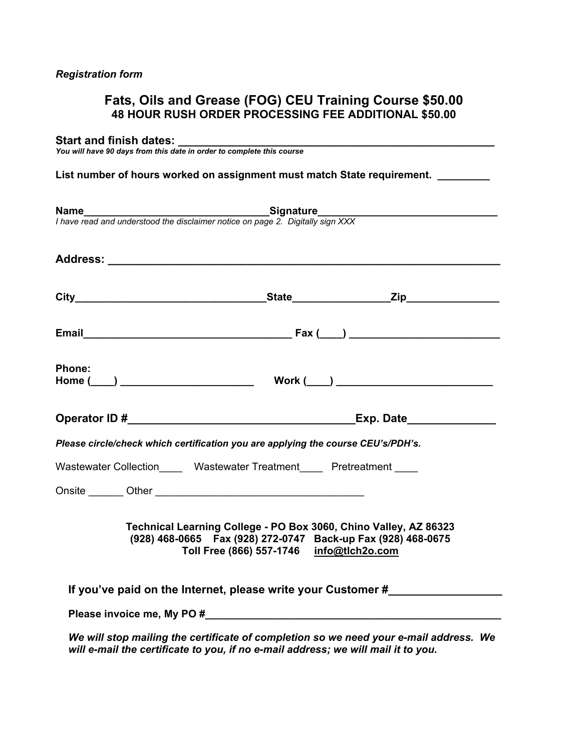*Registration form*

## Fats, Oils and Grease (FOG) CEU Training Course $50.00
### 48 HOUR RUSH ORDER PROCESSING FEE ADDITIONAL $50.00

**Start and finish dates: ____________________________________________________**
*You will have 90 days from this date in order to complete this course*

**List number of hours worked on assignment must match State requirement. _________**

**Name________________________________Signature______________________________**
*I have read and understood the disclaimer notice on page 2. Digitally sign XXX*

**Address: ________________________________________________________________**

**City________________________________State________________Zip_______________**

**Email___________________________________ Fax (____) _________________________**

**Phone:**
**Home (____) ______________________ Work (____) __________________________**

**Operator ID #____________________________________Exp. Date______________**

***Please circle/check which certification you are applying the course CEU's/PDH's.***

Wastewater Collection____ Wastewater Treatment____ Pretreatment ____

Onsite ______ Other ___________________________________

**Technical Learning College - PO Box 3060, Chino Valley, AZ 86323**
**(928) 468-0665 Fax (928) 272-0747 Back-up Fax (928) 468-0675**
**Toll Free (866) 557-1746 info@tlch2o.com**

**If you've paid on the Internet, please write your Customer #_________________**

**Please invoice me, My PO #__________________________________________________**

***We will stop mailing the certificate of completion so we need your e-mail address. We will e-mail the certificate to you, if no e-mail address; we will mail it to you.***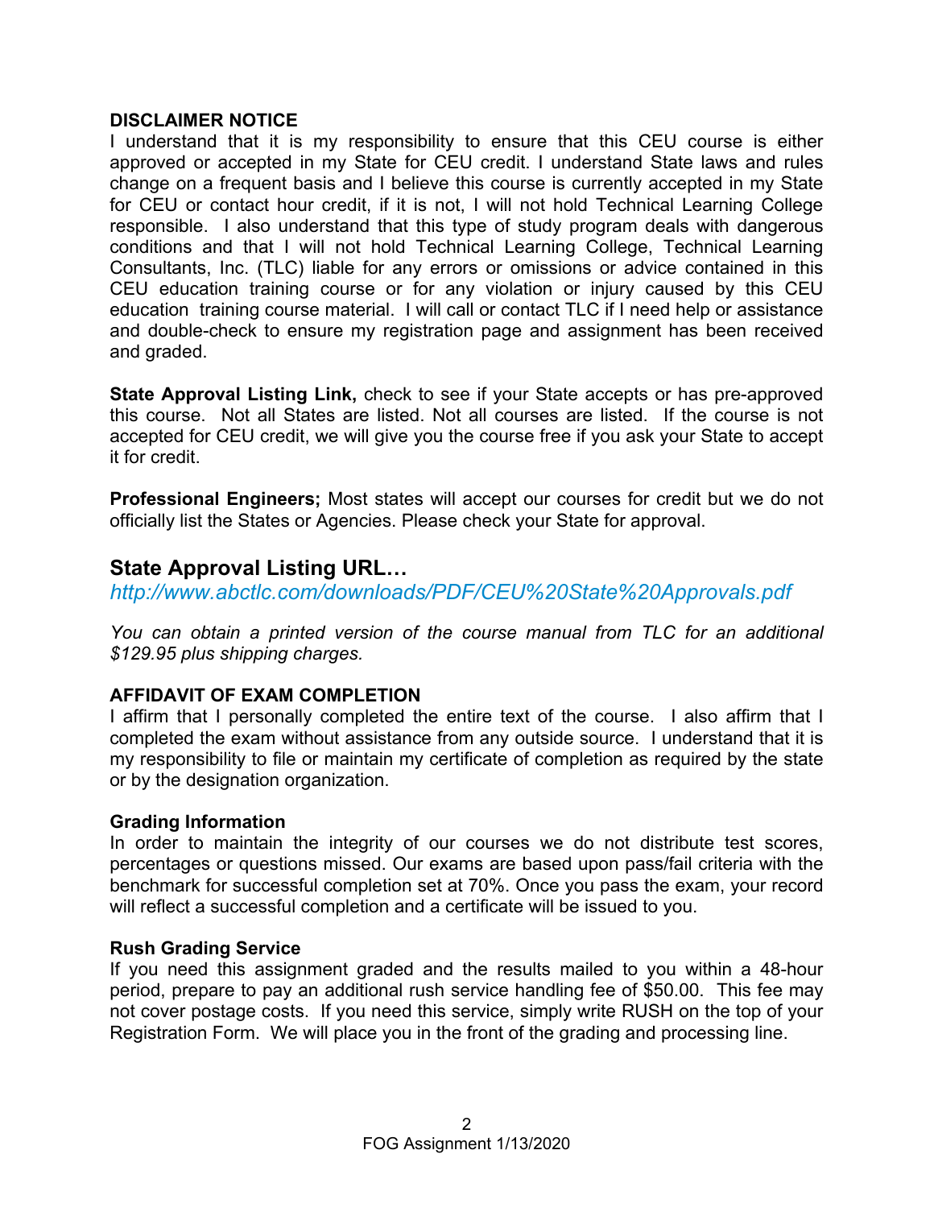**DISCLAIMER NOTICE**

I understand that it is my responsibility to ensure that this CEU course is either approved or accepted in my State for CEU credit. I understand State laws and rules change on a frequent basis and I believe this course is currently accepted in my State for CEU or contact hour credit, if it is not, I will not hold Technical Learning College responsible. I also understand that this type of study program deals with dangerous conditions and that I will not hold Technical Learning College, Technical Learning Consultants, Inc. (TLC) liable for any errors or omissions or advice contained in this CEU education training course or for any violation or injury caused by this CEU education training course material. I will call or contact TLC if I need help or assistance and double-check to ensure my registration page and assignment has been received and graded.

**State Approval Listing Link,** check to see if your State accepts or has pre-approved this course. Not all States are listed. Not all courses are listed. If the course is not accepted for CEU credit, we will give you the course free if you ask your State to accept it for credit.

**Professional Engineers;** Most states will accept our courses for credit but we do not officially list the States or Agencies. Please check your State for approval.

## State Approval Listing URL…

*http://www.abctlc.com/downloads/PDF/CEU%20State%20Approvals.pdf*

*You can obtain a printed version of the course manual from TLC for an additional $129.95 plus shipping charges.*

**AFFIDAVIT OF EXAM COMPLETION**

I affirm that I personally completed the entire text of the course. I also affirm that I completed the exam without assistance from any outside source. I understand that it is my responsibility to file or maintain my certificate of completion as required by the state or by the designation organization.

**Grading Information**

In order to maintain the integrity of our courses we do not distribute test scores, percentages or questions missed. Our exams are based upon pass/fail criteria with the benchmark for successful completion set at 70%. Once you pass the exam, your record will reflect a successful completion and a certificate will be issued to you.

**Rush Grading Service**

If you need this assignment graded and the results mailed to you within a 48-hour period, prepare to pay an additional rush service handling fee of $50.00. This fee may not cover postage costs. If you need this service, simply write RUSH on the top of your Registration Form. We will place you in the front of the grading and processing line.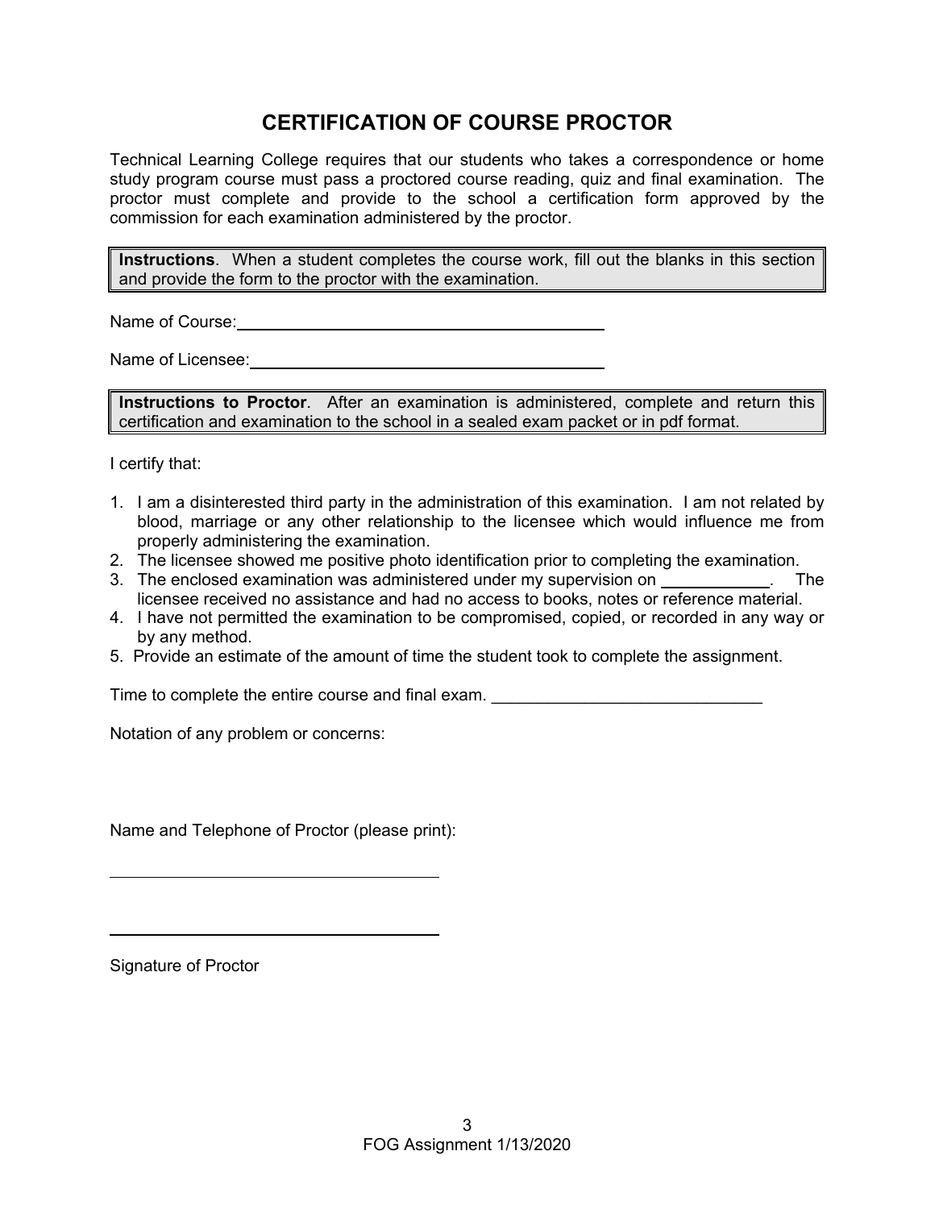# CERTIFICATION OF COURSE PROCTOR

Technical Learning College requires that our students who takes a correspondence or home study program course must pass a proctored course reading, quiz and final examination. The proctor must complete and provide to the school a certification form approved by the commission for each examination administered by the proctor.

> **Instructions**. When a student completes the course work, fill out the blanks in this section and provide the form to the proctor with the examination.

Name of Course: ____________________________________________

Name of Licensee: __________________________________________

> **Instructions to Proctor**. After an examination is administered, complete and return this certification and examination to the school in a sealed exam packet or in pdf format.

I certify that:

1. I am a disinterested third party in the administration of this examination. I am not related by blood, marriage or any other relationship to the licensee which would influence me from properly administering the examination.
2. The licensee showed me positive photo identification prior to completing the examination.
3. The enclosed examination was administered under my supervision on ____________. The licensee received no assistance and had no access to books, notes or reference material.
4. I have not permitted the examination to be compromised, copied, or recorded in any way or by any method.
5. Provide an estimate of the amount of time the student took to complete the assignment.

Time to complete the entire course and final exam. _____________________________

Notation of any problem or concerns:

Name and Telephone of Proctor (please print):

____________________________________

____________________________________

Signature of Proctor

FOG Assignment 1/13/2020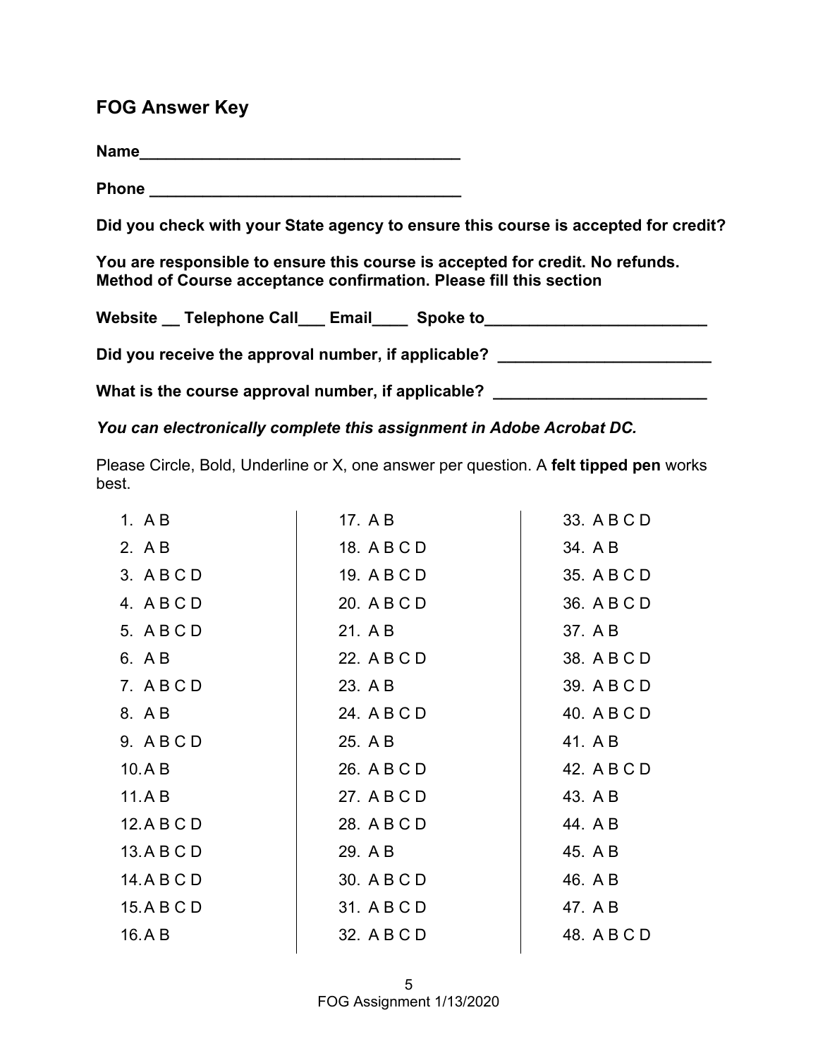## FOG Answer Key

**Name\_\_\_\_\_\_\_\_\_\_\_\_\_\_\_\_\_\_\_\_\_\_\_\_\_\_\_\_\_\_\_\_\_\_\_\_\_**

**Phone \_\_\_\_\_\_\_\_\_\_\_\_\_\_\_\_\_\_\_\_\_\_\_\_\_\_\_\_\_\_\_\_\_\_\_\_**

**Did you check with your State agency to ensure this course is accepted for credit?**

**You are responsible to ensure this course is accepted for credit. No refunds. Method of Course acceptance confirmation. Please fill this section**

**Website \_\_ Telephone Call\_\_\_ Email\_\_\_\_ Spoke to\_\_\_\_\_\_\_\_\_\_\_\_\_\_\_\_\_\_\_\_\_\_\_\_\_**

**Did you receive the approval number, if applicable? \_\_\_\_\_\_\_\_\_\_\_\_\_\_\_\_\_\_\_\_\_\_\_\_\_**

**What is the course approval number, if applicable? \_\_\_\_\_\_\_\_\_\_\_\_\_\_\_\_\_\_\_\_\_\_\_\_\_**

***You can electronically complete this assignment in Adobe Acrobat DC.***

Please Circle, Bold, Underline or X, one answer per question. A **felt tipped pen** works best.

1. A B
2. A B
3. A B C D
4. A B C D
5. A B C D
6. A B
7. A B C D
8. A B
9. A B C D
10. A B
11. A B
12. A B C D
13. A B C D
14. A B C D
15. A B C D
16. A B
17. A B
18. A B C D
19. A B C D
20. A B C D
21. A B
22. A B C D
23. A B
24. A B C D
25. A B
26. A B C D
27. A B C D
28. A B C D
29. A B
30. A B C D
31. A B C D
32. A B C D
33. A B C D
34. A B
35. A B C D
36. A B C D
37. A B
38. A B C D
39. A B C D
40. A B C D
41. A B
42. A B C D
43. A B
44. A B
45. A B
46. A B
47. A B
48. A B C D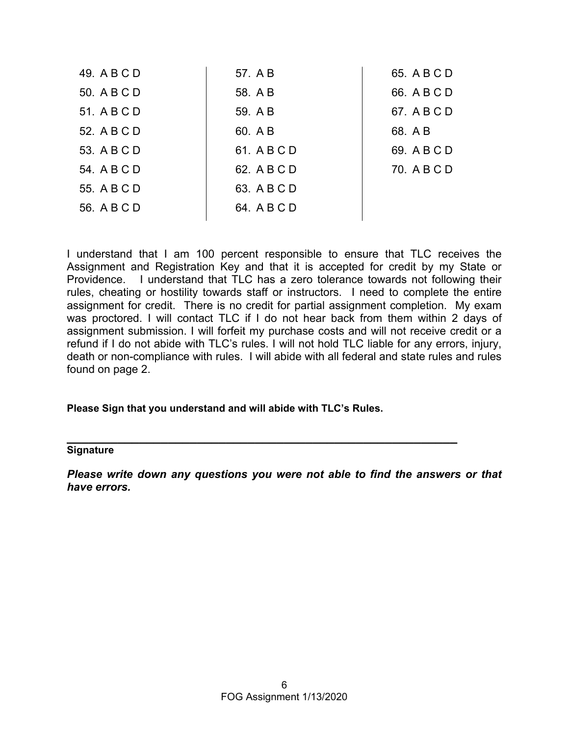| | | |
|---|---|---|
| 49. A B C D | 57. A B | 65. A B C D |
| 50. A B C D | 58. A B | 66. A B C D |
| 51. A B C D | 59. A B | 67. A B C D |
| 52. A B C D | 60. A B | 68. A B |
| 53. A B C D | 61. A B C D | 69. A B C D |
| 54. A B C D | 62. A B C D | 70. A B C D |
| 55. A B C D | 63. A B C D | |
| 56. A B C D | 64. A B C D | |

I understand that I am 100 percent responsible to ensure that TLC receives the Assignment and Registration Key and that it is accepted for credit by my State or Providence. I understand that TLC has a zero tolerance towards not following their rules, cheating or hostility towards staff or instructors. I need to complete the entire assignment for credit. There is no credit for partial assignment completion. My exam was proctored. I will contact TLC if I do not hear back from them within 2 days of assignment submission. I will forfeit my purchase costs and will not receive credit or a refund if I do not abide with TLC's rules. I will not hold TLC liable for any errors, injury, death or non-compliance with rules. I will abide with all federal and state rules and rules found on page 2.

**Please Sign that you understand and will abide with TLC's Rules.**

________________________________________________________________

**Signature**

***Please write down any questions you were not able to find the answers or that have errors.***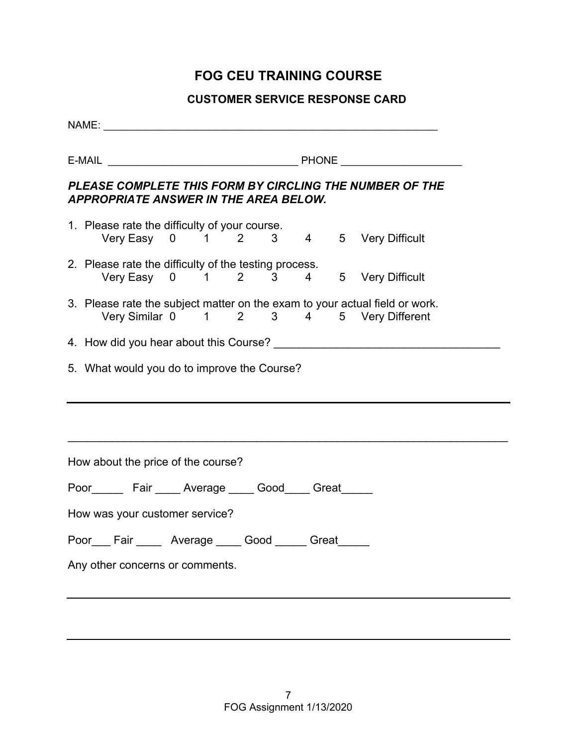# FOG CEU TRAINING COURSE

## CUSTOMER SERVICE RESPONSE CARD

NAME: ___________________________________________________________

E-MAIL _________________________________ PHONE ____________________

***PLEASE COMPLETE THIS FORM BY CIRCLING THE NUMBER OF THE APPROPRIATE ANSWER IN THE AREA BELOW.***

1. Please rate the difficulty of your course.
   Very Easy 0 1 2 3 4 5 Very Difficult

2. Please rate the difficulty of the testing process.
   Very Easy 0 1 2 3 4 5 Very Difficult

3. Please rate the subject matter on the exam to your actual field or work.
   Very Similar 0 1 2 3 4 5 Very Different

4. How did you hear about this Course? ____________________________________

5. What would you do to improve the Course?

_________________________________________________________________________

_________________________________________________________________________

How about the price of the course?

Poor_____ Fair ____ Average ____ Good____ Great_____

How was your customer service?

Poor___ Fair ____ Average ____ Good _____ Great_____

Any other concerns or comments.

_________________________________________________________________________

_________________________________________________________________________

FOG Assignment 1/13/2020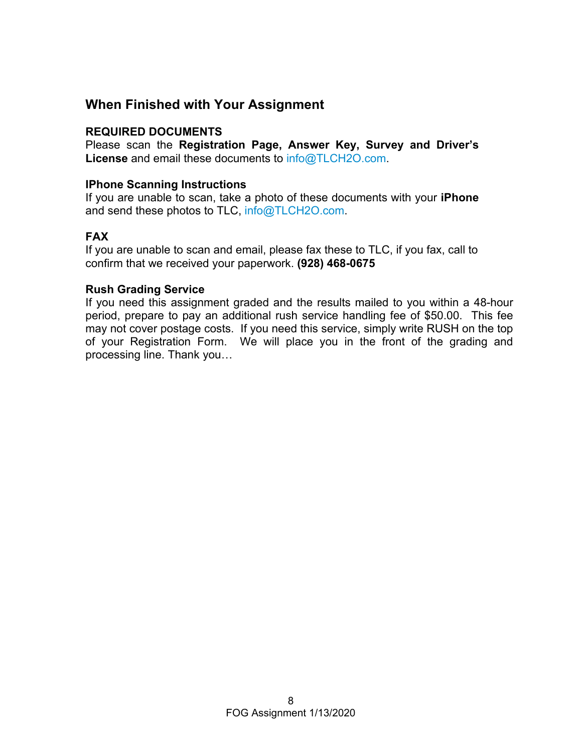## When Finished with Your Assignment

**REQUIRED DOCUMENTS**

Please scan the **Registration Page, Answer Key, Survey and Driver's License** and email these documents to info@TLCH2O.com.

**IPhone Scanning Instructions**

If you are unable to scan, take a photo of these documents with your **iPhone** and send these photos to TLC, info@TLCH2O.com.

**FAX**

If you are unable to scan and email, please fax these to TLC, if you fax, call to confirm that we received your paperwork. **(928) 468-0675**

**Rush Grading Service**

If you need this assignment graded and the results mailed to you within a 48-hour period, prepare to pay an additional rush service handling fee of $50.00. This fee may not cover postage costs. If you need this service, simply write RUSH on the top of your Registration Form. We will place you in the front of the grading and processing line. Thank you…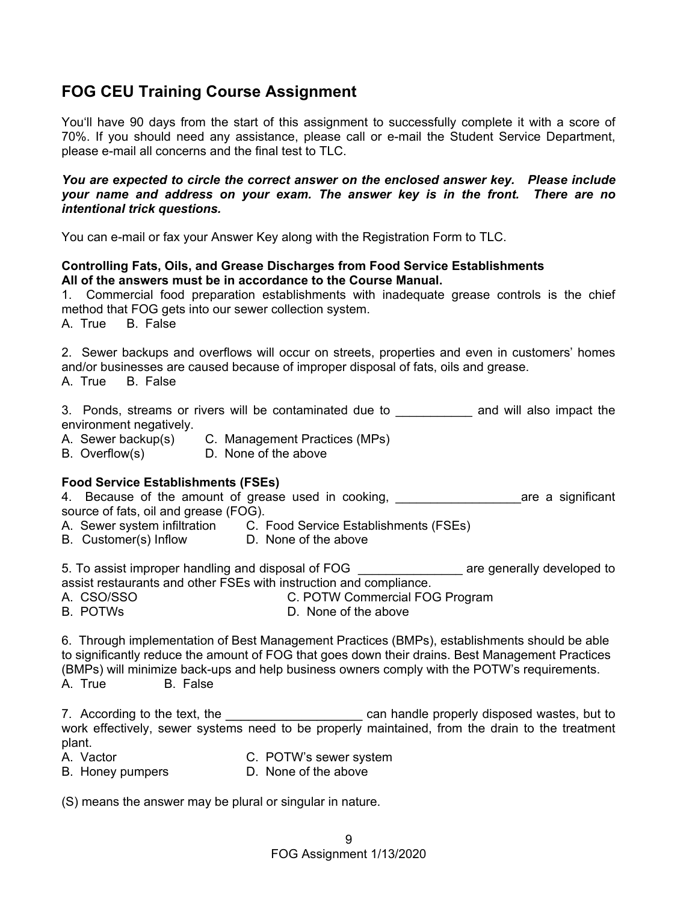## FOG CEU Training Course Assignment

You'll have 90 days from the start of this assignment to successfully complete it with a score of 70%. If you should need any assistance, please call or e-mail the Student Service Department, please e-mail all concerns and the final test to TLC.

***You are expected to circle the correct answer on the enclosed answer key. Please include your name and address on your exam. The answer key is in the front. There are no intentional trick questions.***

You can e-mail or fax your Answer Key along with the Registration Form to TLC.

**Controlling Fats, Oils, and Grease Discharges from Food Service Establishments**
**All of the answers must be in accordance to the Course Manual.**

1. Commercial food preparation establishments with inadequate grease controls is the chief method that FOG gets into our sewer collection system.
A. True B. False

2. Sewer backups and overflows will occur on streets, properties and even in customers' homes and/or businesses are caused because of improper disposal of fats, oils and grease.
A. True B. False

3. Ponds, streams or rivers will be contaminated due to ___________ and will also impact the environment negatively.
A. Sewer backup(s)
B. Overflow(s)
C. Management Practices (MPs)
D. None of the above

**Food Service Establishments (FSEs)**

4. Because of the amount of grease used in cooking, __________________are a significant source of fats, oil and grease (FOG).
A. Sewer system infiltration
B. Customer(s) Inflow
C. Food Service Establishments (FSEs)
D. None of the above

5. To assist improper handling and disposal of FOG _______________ are generally developed to assist restaurants and other FSEs with instruction and compliance.
A. CSO/SSO
B. POTWs
C. POTW Commercial FOG Program
D. None of the above

6. Through implementation of Best Management Practices (BMPs), establishments should be able to significantly reduce the amount of FOG that goes down their drains. Best Management Practices (BMPs) will minimize back-ups and help business owners comply with the POTW's requirements.
A. True B. False

7. According to the text, the ___________________ can handle properly disposed wastes, but to work effectively, sewer systems need to be properly maintained, from the drain to the treatment plant.
A. Vactor
B. Honey pumpers
C. POTW's sewer system
D. None of the above

(S) means the answer may be plural or singular in nature.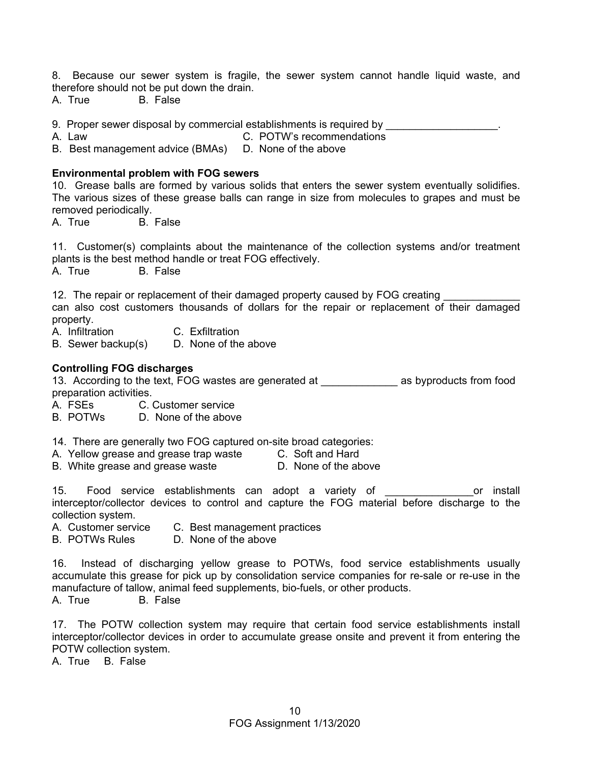8. Because our sewer system is fragile, the sewer system cannot handle liquid waste, and therefore should not be put down the drain.
A. True B. False

9. Proper sewer disposal by commercial establishments is required by ___________________.
A. Law C. POTW's recommendations
B. Best management advice (BMAs) D. None of the above

**Environmental problem with FOG sewers**

10. Grease balls are formed by various solids that enters the sewer system eventually solidifies. The various sizes of these grease balls can range in size from molecules to grapes and must be removed periodically.
A. True B. False

11. Customer(s) complaints about the maintenance of the collection systems and/or treatment plants is the best method handle or treat FOG effectively.
A. True B. False

12. The repair or replacement of their damaged property caused by FOG creating _____________ can also cost customers thousands of dollars for the repair or replacement of their damaged property.
A. Infiltration C. Exfiltration
B. Sewer backup(s) D. None of the above

**Controlling FOG discharges**

13. According to the text, FOG wastes are generated at _____________ as byproducts from food preparation activities.
A. FSEs C. Customer service
B. POTWs D. None of the above

14. There are generally two FOG captured on-site broad categories:
A. Yellow grease and grease trap waste C. Soft and Hard
B. White grease and grease waste D. None of the above

15. Food service establishments can adopt a variety of _______________or install interceptor/collector devices to control and capture the FOG material before discharge to the collection system.
A. Customer service C. Best management practices
B. POTWs Rules D. None of the above

16. Instead of discharging yellow grease to POTWs, food service establishments usually accumulate this grease for pick up by consolidation service companies for re-sale or re-use in the manufacture of tallow, animal feed supplements, bio-fuels, or other products.
A. True B. False

17. The POTW collection system may require that certain food service establishments install interceptor/collector devices in order to accumulate grease onsite and prevent it from entering the POTW collection system.
A. True B. False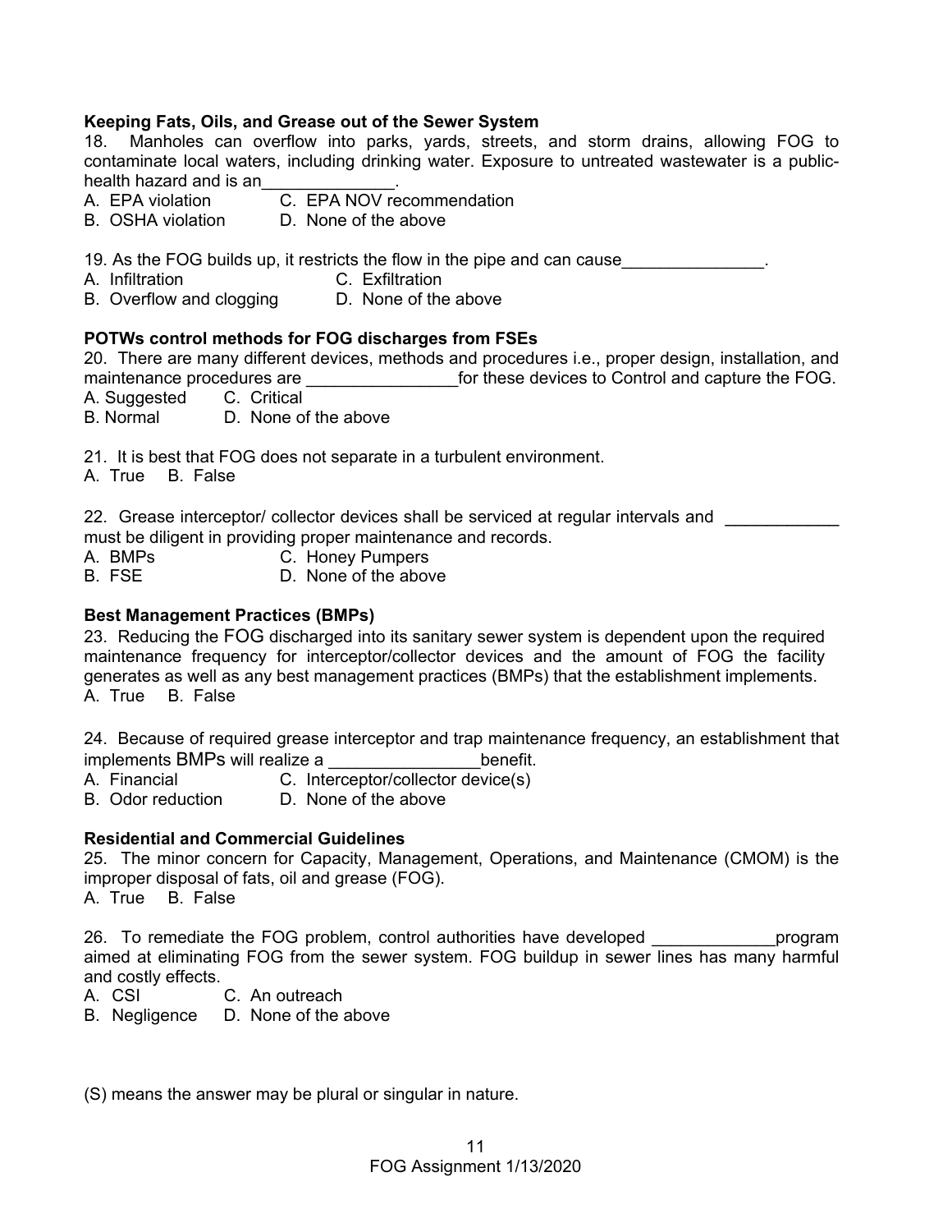**Keeping Fats, Oils, and Grease out of the Sewer System**

18. Manholes can overflow into parks, yards, streets, and storm drains, allowing FOG to contaminate local waters, including drinking water. Exposure to untreated wastewater is a public-health hazard and is an______________.

A. EPA violation  C. EPA NOV recommendation
B. OSHA violation  D. None of the above

19. As the FOG builds up, it restricts the flow in the pipe and can cause_______________.

A. Infiltration  C. Exfiltration
B. Overflow and clogging  D. None of the above

**POTWs control methods for FOG discharges from FSEs**

20. There are many different devices, methods and procedures i.e., proper design, installation, and maintenance procedures are ________________for these devices to Control and capture the FOG.

A. Suggested  C. Critical
B. Normal  D. None of the above

21. It is best that FOG does not separate in a turbulent environment.

A. True  B. False

22. Grease interceptor/ collector devices shall be serviced at regular intervals and ____________ must be diligent in providing proper maintenance and records.

A. BMPs  C. Honey Pumpers
B. FSE  D. None of the above

**Best Management Practices (BMPs)**

23. Reducing the FOG discharged into its sanitary sewer system is dependent upon the required maintenance frequency for interceptor/collector devices and the amount of FOG the facility generates as well as any best management practices (BMPs) that the establishment implements.

A. True  B. False

24. Because of required grease interceptor and trap maintenance frequency, an establishment that implements BMPs will realize a ________________benefit.

A. Financial  C. Interceptor/collector device(s)
B. Odor reduction  D. None of the above

**Residential and Commercial Guidelines**

25. The minor concern for Capacity, Management, Operations, and Maintenance (CMOM) is the improper disposal of fats, oil and grease (FOG).

A. True  B. False

26. To remediate the FOG problem, control authorities have developed _____________program aimed at eliminating FOG from the sewer system. FOG buildup in sewer lines has many harmful and costly effects.

A. CSI  C. An outreach
B. Negligence  D. None of the above

(S) means the answer may be plural or singular in nature.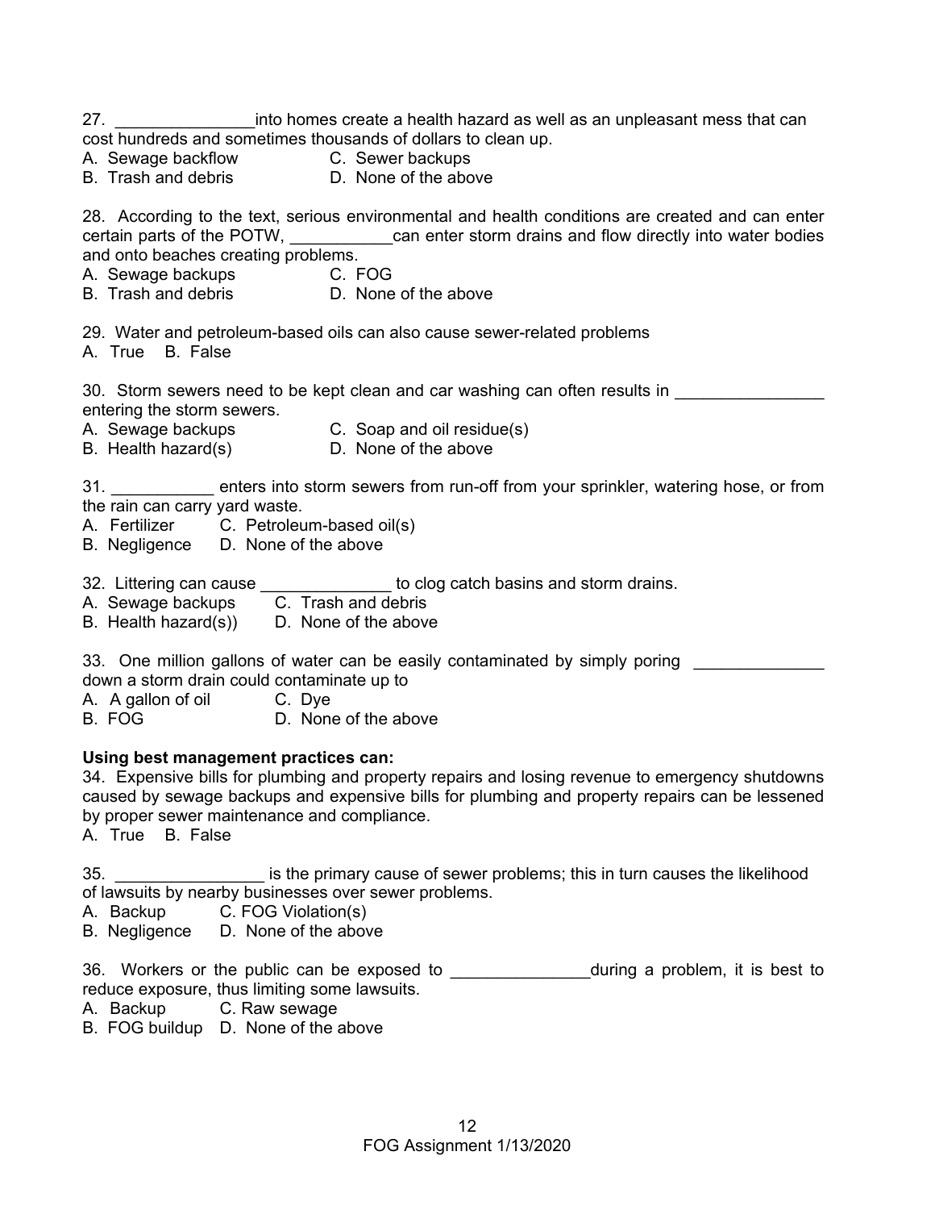27. _______________into homes create a health hazard as well as an unpleasant mess that can cost hundreds and sometimes thousands of dollars to clean up.
A. Sewage backflow C. Sewer backups
B. Trash and debris D. None of the above

28. According to the text, serious environmental and health conditions are created and can enter certain parts of the POTW, ___________can enter storm drains and flow directly into water bodies and onto beaches creating problems.
A. Sewage backups C. FOG
B. Trash and debris D. None of the above

29. Water and petroleum-based oils can also cause sewer-related problems
A. True B. False

30. Storm sewers need to be kept clean and car washing can often results in ________________ entering the storm sewers.
A. Sewage backups C. Soap and oil residue(s)
B. Health hazard(s) D. None of the above

31. ___________ enters into storm sewers from run-off from your sprinkler, watering hose, or from the rain can carry yard waste.
A. Fertilizer C. Petroleum-based oil(s)
B. Negligence D. None of the above

32. Littering can cause ______________ to clog catch basins and storm drains.
A. Sewage backups C. Trash and debris
B. Health hazard(s)) D. None of the above

33. One million gallons of water can be easily contaminated by simply poring ______________ down a storm drain could contaminate up to
A. A gallon of oil C. Dye
B. FOG D. None of the above

**Using best management practices can:**

34. Expensive bills for plumbing and property repairs and losing revenue to emergency shutdowns caused by sewage backups and expensive bills for plumbing and property repairs can be lessened by proper sewer maintenance and compliance.
A. True B. False

35. ________________ is the primary cause of sewer problems; this in turn causes the likelihood of lawsuits by nearby businesses over sewer problems.
A. Backup C. FOG Violation(s)
B. Negligence D. None of the above

36. Workers or the public can be exposed to _______________during a problem, it is best to reduce exposure, thus limiting some lawsuits.
A. Backup C. Raw sewage
B. FOG buildup D. None of the above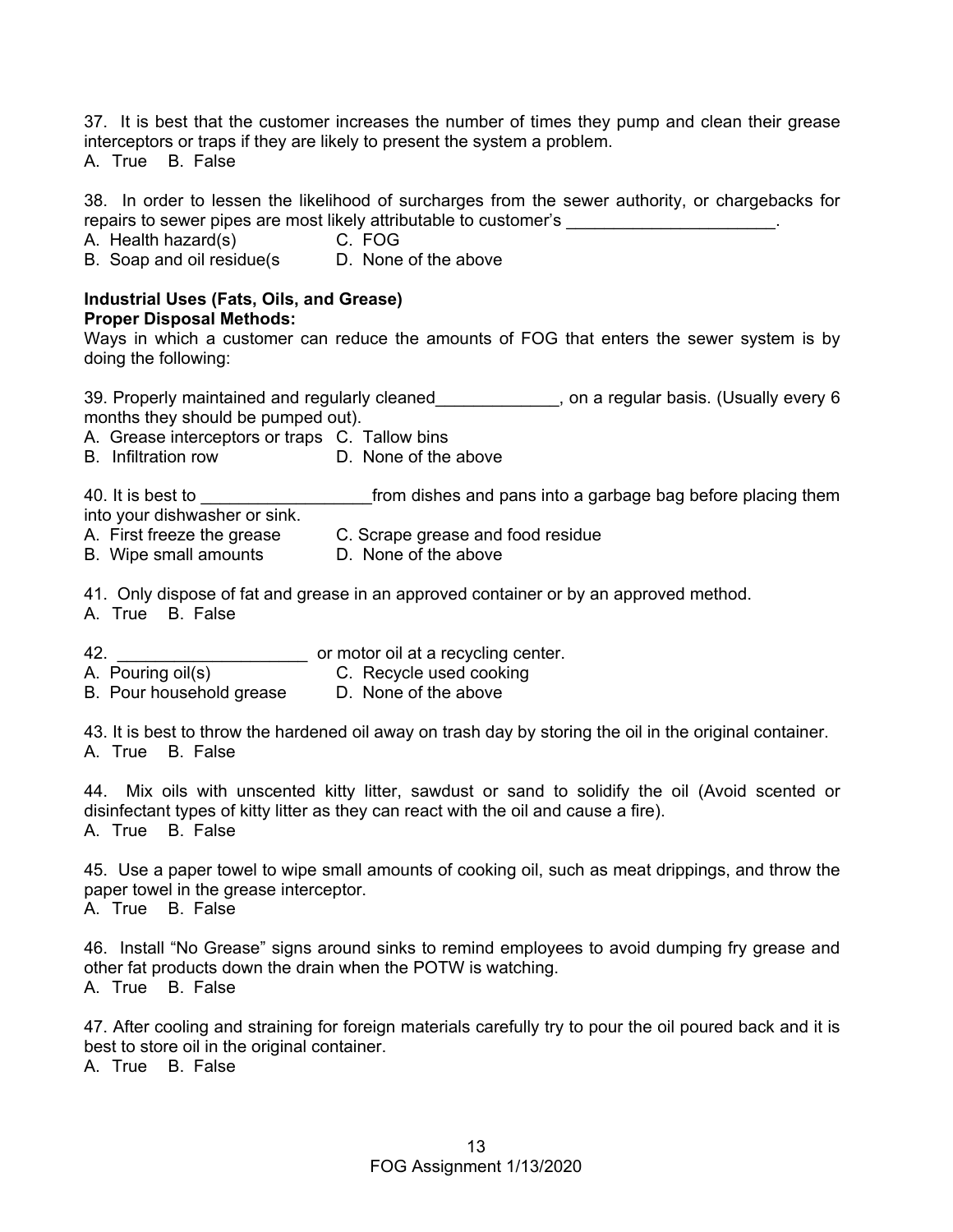37. It is best that the customer increases the number of times they pump and clean their grease interceptors or traps if they are likely to present the system a problem.
A. True B. False

38. In order to lessen the likelihood of surcharges from the sewer authority, or chargebacks for repairs to sewer pipes are most likely attributable to customer's ______________________.
A. Health hazard(s) C. FOG
B. Soap and oil residue(s D. None of the above

**Industrial Uses (Fats, Oils, and Grease)**
**Proper Disposal Methods:**
Ways in which a customer can reduce the amounts of FOG that enters the sewer system is by doing the following:

39. Properly maintained and regularly cleaned_____________, on a regular basis. (Usually every 6 months they should be pumped out).
A. Grease interceptors or traps C. Tallow bins
B. Infiltration row D. None of the above

40. It is best to __________________from dishes and pans into a garbage bag before placing them into your dishwasher or sink.
A. First freeze the grease C. Scrape grease and food residue
B. Wipe small amounts D. None of the above

41. Only dispose of fat and grease in an approved container or by an approved method.
A. True B. False

42. ____________________ or motor oil at a recycling center.
A. Pouring oil(s) C. Recycle used cooking
B. Pour household grease D. None of the above

43. It is best to throw the hardened oil away on trash day by storing the oil in the original container.
A. True B. False

44. Mix oils with unscented kitty litter, sawdust or sand to solidify the oil (Avoid scented or disinfectant types of kitty litter as they can react with the oil and cause a fire).
A. True B. False

45. Use a paper towel to wipe small amounts of cooking oil, such as meat drippings, and throw the paper towel in the grease interceptor.
A. True B. False

46. Install "No Grease" signs around sinks to remind employees to avoid dumping fry grease and other fat products down the drain when the POTW is watching.
A. True B. False

47. After cooling and straining for foreign materials carefully try to pour the oil poured back and it is best to store oil in the original container.
A. True B. False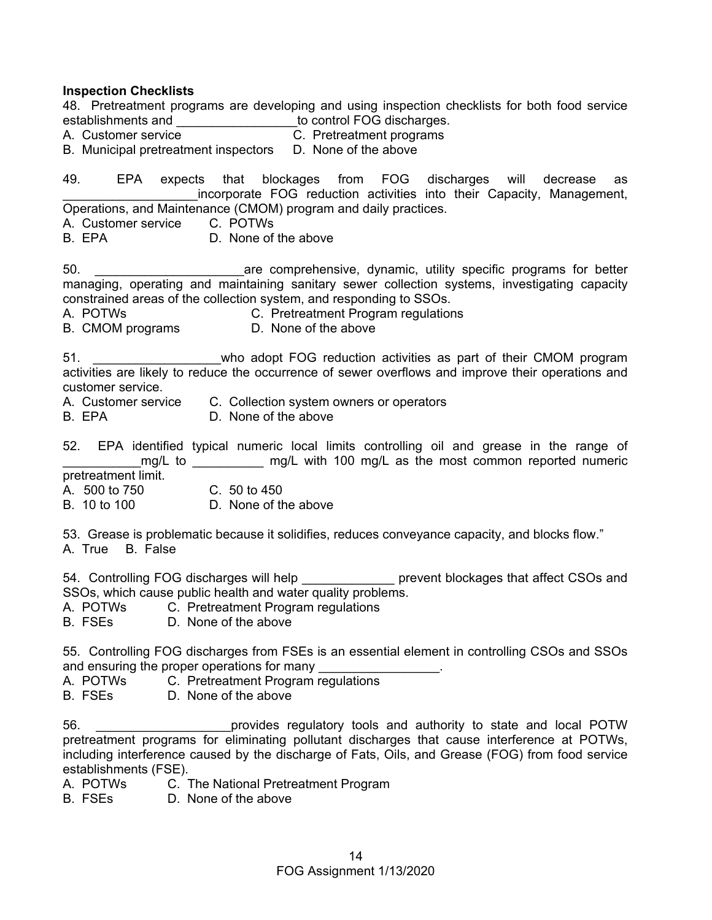**Inspection Checklists**

48. Pretreatment programs are developing and using inspection checklists for both food service establishments and _________________to control FOG discharges.
A. Customer service
B. Municipal pretreatment inspectors
C. Pretreatment programs
D. None of the above

49. EPA expects that blockages from FOG discharges will decrease as ___________________incorporate FOG reduction activities into their Capacity, Management, Operations, and Maintenance (CMOM) program and daily practices.
A. Customer service
B. EPA
C. POTWs
D. None of the above

50. _____________________are comprehensive, dynamic, utility specific programs for better managing, operating and maintaining sanitary sewer collection systems, investigating capacity constrained areas of the collection system, and responding to SSOs.
A. POTWs
B. CMOM programs
C. Pretreatment Program regulations
D. None of the above

51. __________________who adopt FOG reduction activities as part of their CMOM program activities are likely to reduce the occurrence of sewer overflows and improve their operations and customer service.
A. Customer service
B. EPA
C. Collection system owners or operators
D. None of the above

52. EPA identified typical numeric local limits controlling oil and grease in the range of ___________mg/L to __________ mg/L with 100 mg/L as the most common reported numeric pretreatment limit.
A. 500 to 750
B. 10 to 100
C. 50 to 450
D. None of the above

53. Grease is problematic because it solidifies, reduces conveyance capacity, and blocks flow."
A. True B. False

54. Controlling FOG discharges will help _____________ prevent blockages that affect CSOs and SSOs, which cause public health and water quality problems.
A. POTWs
B. FSEs
C. Pretreatment Program regulations
D. None of the above

55. Controlling FOG discharges from FSEs is an essential element in controlling CSOs and SSOs and ensuring the proper operations for many _________________.
A. POTWs
B. FSEs
C. Pretreatment Program regulations
D. None of the above

56. ___________________provides regulatory tools and authority to state and local POTW pretreatment programs for eliminating pollutant discharges that cause interference at POTWs, including interference caused by the discharge of Fats, Oils, and Grease (FOG) from food service establishments (FSE).
A. POTWs
B. FSEs
C. The National Pretreatment Program
D. None of the above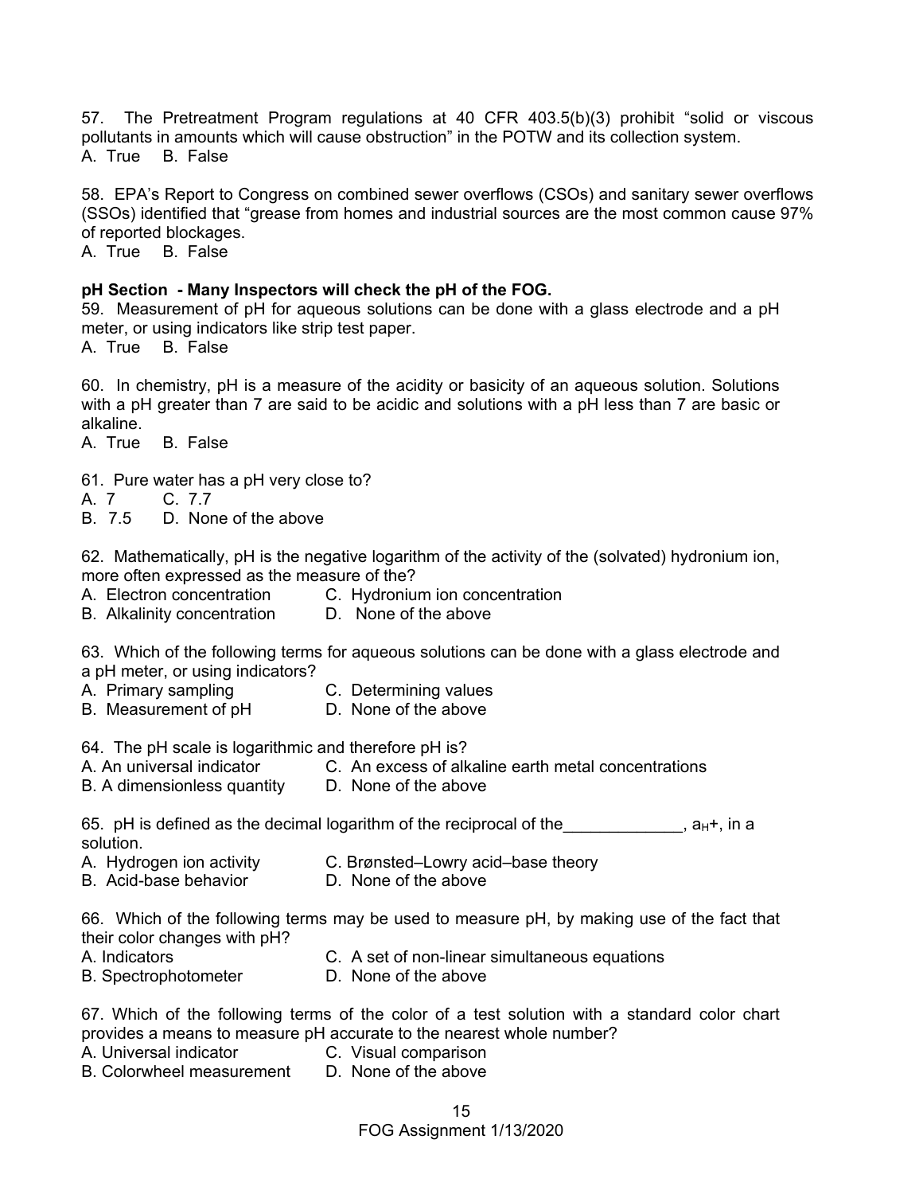57. The Pretreatment Program regulations at 40 CFR 403.5(b)(3) prohibit "solid or viscous pollutants in amounts which will cause obstruction" in the POTW and its collection system.
A. True B. False

58. EPA's Report to Congress on combined sewer overflows (CSOs) and sanitary sewer overflows (SSOs) identified that "grease from homes and industrial sources are the most common cause 97% of reported blockages.
A. True B. False

**pH Section - Many Inspectors will check the pH of the FOG.**

59. Measurement of pH for aqueous solutions can be done with a glass electrode and a pH meter, or using indicators like strip test paper.
A. True B. False

60. In chemistry, pH is a measure of the acidity or basicity of an aqueous solution. Solutions with a pH greater than 7 are said to be acidic and solutions with a pH less than 7 are basic or alkaline.
A. True B. False

61. Pure water has a pH very close to?
A. 7 C. 7.7
B. 7.5 D. None of the above

62. Mathematically, pH is the negative logarithm of the activity of the (solvated) hydronium ion, more often expressed as the measure of the?
A. Electron concentration C. Hydronium ion concentration
B. Alkalinity concentration D. None of the above

63. Which of the following terms for aqueous solutions can be done with a glass electrode and a pH meter, or using indicators?
A. Primary sampling C. Determining values
B. Measurement of pH D. None of the above

64. The pH scale is logarithmic and therefore pH is?
A. An universal indicator C. An excess of alkaline earth metal concentrations
B. A dimensionless quantity D. None of the above

65. pH is defined as the decimal logarithm of the reciprocal of the_____________, $a_H+$, in a solution.
A. Hydrogen ion activity C. Brønsted–Lowry acid–base theory
B. Acid-base behavior D. None of the above

66. Which of the following terms may be used to measure pH, by making use of the fact that their color changes with pH?
A. Indicators C. A set of non-linear simultaneous equations
B. Spectrophotometer D. None of the above

67. Which of the following terms of the color of a test solution with a standard color chart provides a means to measure pH accurate to the nearest whole number?
A. Universal indicator C. Visual comparison
B. Colorwheel measurement D. None of the above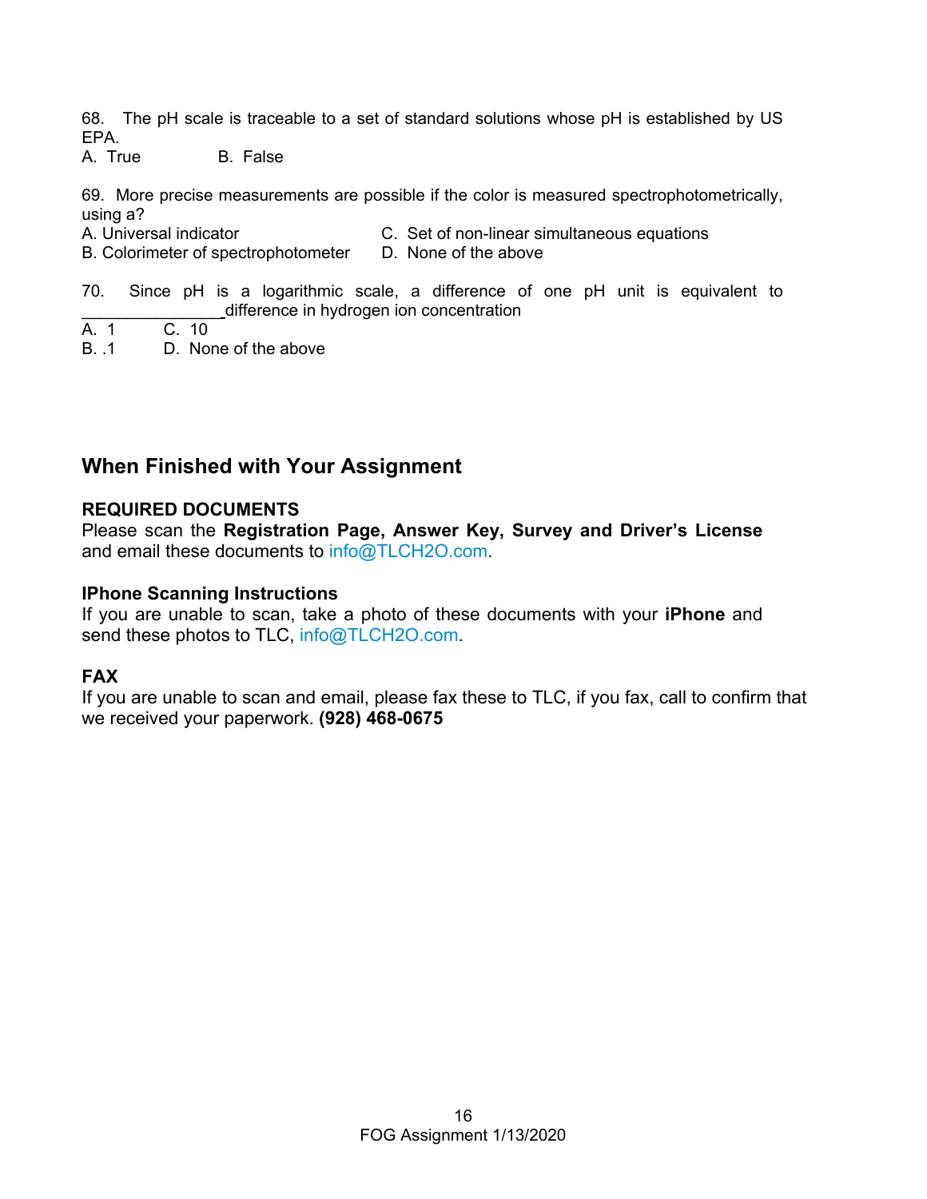68. The pH scale is traceable to a set of standard solutions whose pH is established by US EPA.

A. True  B. False

69. More precise measurements are possible if the color is measured spectrophotometrically, using a?

A. Universal indicator  
B. Colorimeter of spectrophotometer  
C. Set of non-linear simultaneous equations  
D. None of the above

70. Since pH is a logarithmic scale, a difference of one pH unit is equivalent to _______________difference in hydrogen ion concentration

A. 1  
B. .1  
C. 10  
D. None of the above

## When Finished with Your Assignment

**REQUIRED DOCUMENTS**

Please scan the **Registration Page, Answer Key, Survey and Driver's License** and email these documents to info@TLCH2O.com.

**IPhone Scanning Instructions**

If you are unable to scan, take a photo of these documents with your **iPhone** and send these photos to TLC, info@TLCH2O.com.

**FAX**

If you are unable to scan and email, please fax these to TLC, if you fax, call to confirm that we received your paperwork. **(928) 468-0675**